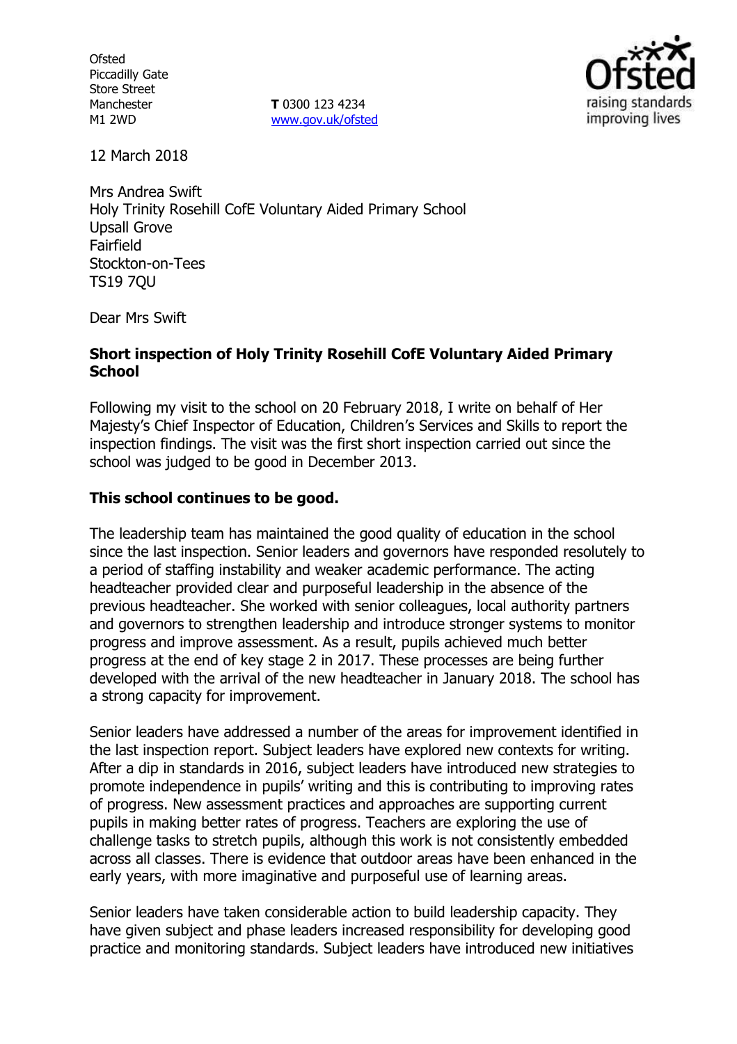Ofsted
Piccadilly Gate
Store Street
Manchester
M1 2WD

**T** 0300 123 4234
www.gov.uk/ofsted

12 March 2018

Mrs Andrea Swift
Holy Trinity Rosehill CofE Voluntary Aided Primary School
Upsall Grove
Fairfield
Stockton-on-Tees
TS19 7QU

Dear Mrs Swift

**Short inspection of Holy Trinity Rosehill CofE Voluntary Aided Primary School**

Following my visit to the school on 20 February 2018, I write on behalf of Her Majesty's Chief Inspector of Education, Children's Services and Skills to report the inspection findings. The visit was the first short inspection carried out since the school was judged to be good in December 2013.

**This school continues to be good.**

The leadership team has maintained the good quality of education in the school since the last inspection. Senior leaders and governors have responded resolutely to a period of staffing instability and weaker academic performance. The acting headteacher provided clear and purposeful leadership in the absence of the previous headteacher. She worked with senior colleagues, local authority partners and governors to strengthen leadership and introduce stronger systems to monitor progress and improve assessment. As a result, pupils achieved much better progress at the end of key stage 2 in 2017. These processes are being further developed with the arrival of the new headteacher in January 2018. The school has a strong capacity for improvement.

Senior leaders have addressed a number of the areas for improvement identified in the last inspection report. Subject leaders have explored new contexts for writing. After a dip in standards in 2016, subject leaders have introduced new strategies to promote independence in pupils' writing and this is contributing to improving rates of progress. New assessment practices and approaches are supporting current pupils in making better rates of progress. Teachers are exploring the use of challenge tasks to stretch pupils, although this work is not consistently embedded across all classes. There is evidence that outdoor areas have been enhanced in the early years, with more imaginative and purposeful use of learning areas.

Senior leaders have taken considerable action to build leadership capacity. They have given subject and phase leaders increased responsibility for developing good practice and monitoring standards. Subject leaders have introduced new initiatives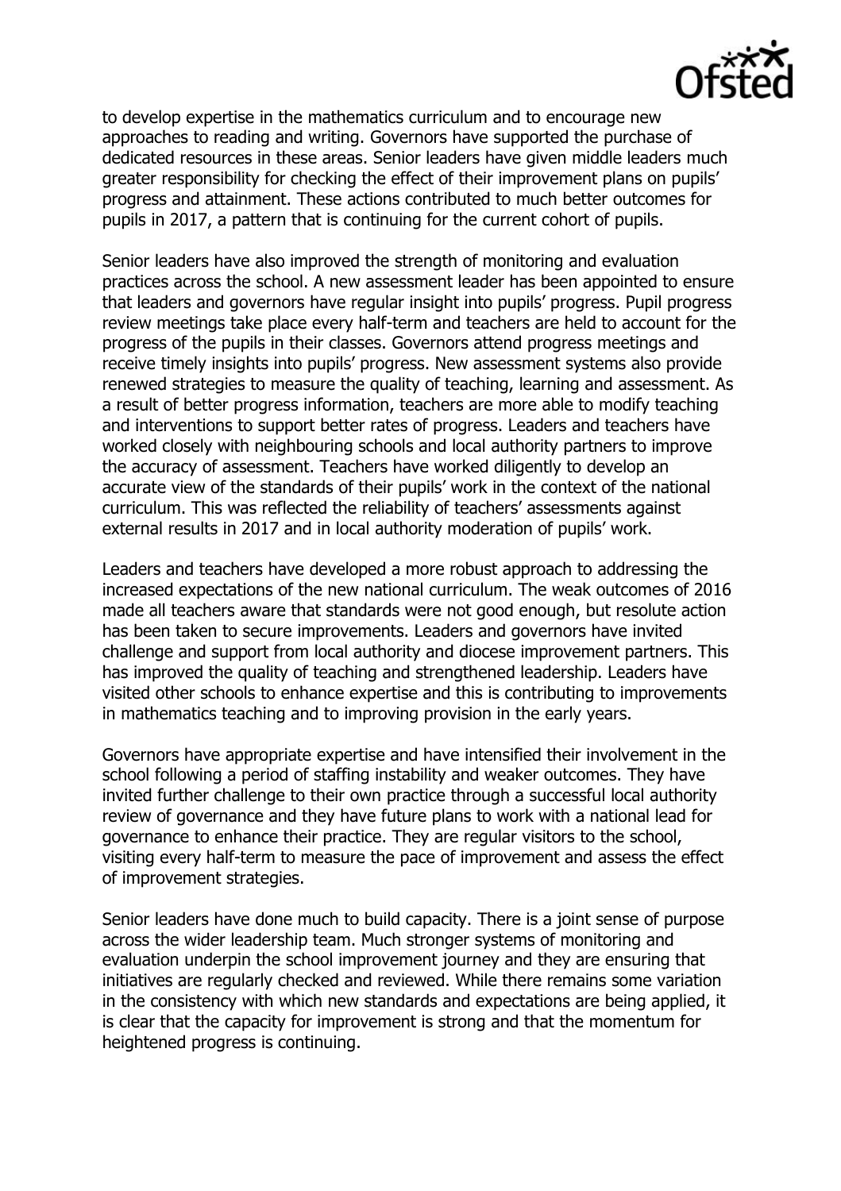to develop expertise in the mathematics curriculum and to encourage new approaches to reading and writing. Governors have supported the purchase of dedicated resources in these areas. Senior leaders have given middle leaders much greater responsibility for checking the effect of their improvement plans on pupils' progress and attainment. These actions contributed to much better outcomes for pupils in 2017, a pattern that is continuing for the current cohort of pupils.

Senior leaders have also improved the strength of monitoring and evaluation practices across the school. A new assessment leader has been appointed to ensure that leaders and governors have regular insight into pupils' progress. Pupil progress review meetings take place every half-term and teachers are held to account for the progress of the pupils in their classes. Governors attend progress meetings and receive timely insights into pupils' progress. New assessment systems also provide renewed strategies to measure the quality of teaching, learning and assessment. As a result of better progress information, teachers are more able to modify teaching and interventions to support better rates of progress. Leaders and teachers have worked closely with neighbouring schools and local authority partners to improve the accuracy of assessment. Teachers have worked diligently to develop an accurate view of the standards of their pupils' work in the context of the national curriculum. This was reflected the reliability of teachers' assessments against external results in 2017 and in local authority moderation of pupils' work.

Leaders and teachers have developed a more robust approach to addressing the increased expectations of the new national curriculum. The weak outcomes of 2016 made all teachers aware that standards were not good enough, but resolute action has been taken to secure improvements. Leaders and governors have invited challenge and support from local authority and diocese improvement partners. This has improved the quality of teaching and strengthened leadership. Leaders have visited other schools to enhance expertise and this is contributing to improvements in mathematics teaching and to improving provision in the early years.

Governors have appropriate expertise and have intensified their involvement in the school following a period of staffing instability and weaker outcomes. They have invited further challenge to their own practice through a successful local authority review of governance and they have future plans to work with a national lead for governance to enhance their practice. They are regular visitors to the school, visiting every half-term to measure the pace of improvement and assess the effect of improvement strategies.

Senior leaders have done much to build capacity. There is a joint sense of purpose across the wider leadership team. Much stronger systems of monitoring and evaluation underpin the school improvement journey and they are ensuring that initiatives are regularly checked and reviewed. While there remains some variation in the consistency with which new standards and expectations are being applied, it is clear that the capacity for improvement is strong and that the momentum for heightened progress is continuing.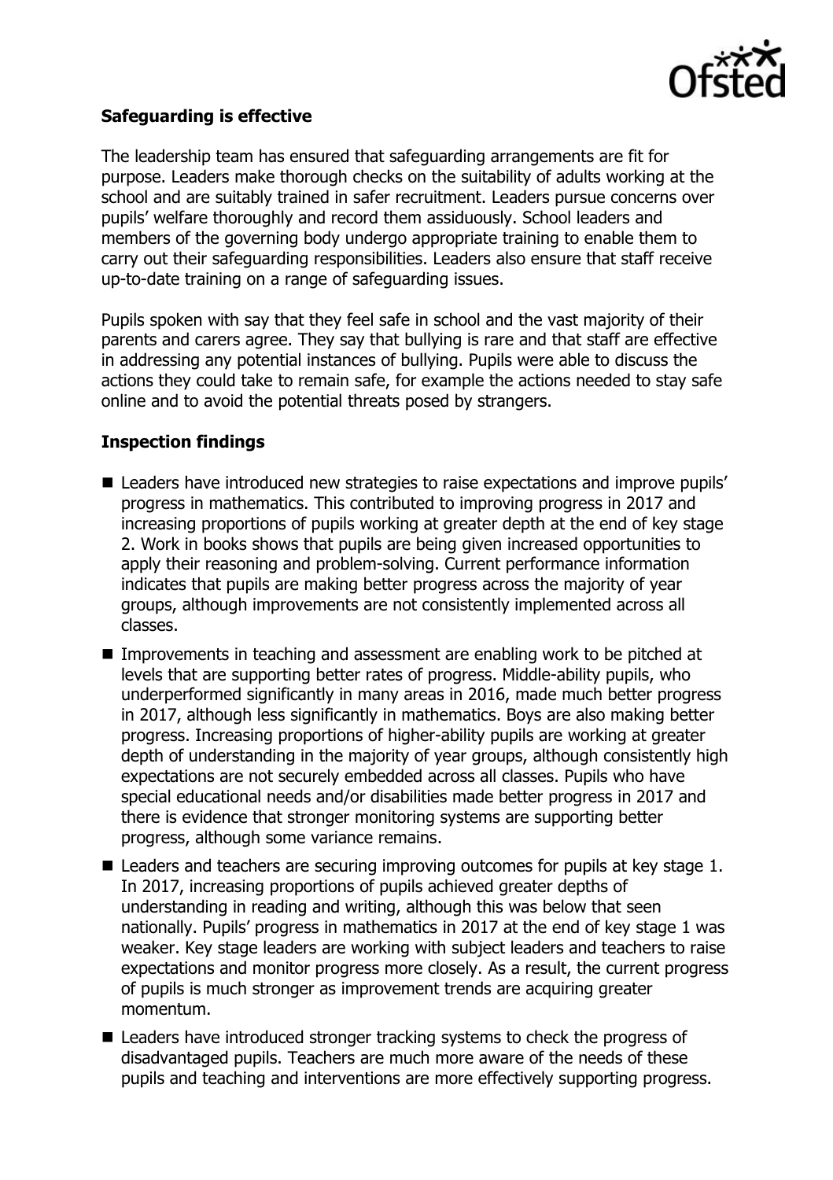### Safeguarding is effective

The leadership team has ensured that safeguarding arrangements are fit for purpose. Leaders make thorough checks on the suitability of adults working at the school and are suitably trained in safer recruitment. Leaders pursue concerns over pupils' welfare thoroughly and record them assiduously. School leaders and members of the governing body undergo appropriate training to enable them to carry out their safeguarding responsibilities. Leaders also ensure that staff receive up-to-date training on a range of safeguarding issues.

Pupils spoken with say that they feel safe in school and the vast majority of their parents and carers agree. They say that bullying is rare and that staff are effective in addressing any potential instances of bullying. Pupils were able to discuss the actions they could take to remain safe, for example the actions needed to stay safe online and to avoid the potential threats posed by strangers.

### Inspection findings

- Leaders have introduced new strategies to raise expectations and improve pupils' progress in mathematics. This contributed to improving progress in 2017 and increasing proportions of pupils working at greater depth at the end of key stage 2. Work in books shows that pupils are being given increased opportunities to apply their reasoning and problem-solving. Current performance information indicates that pupils are making better progress across the majority of year groups, although improvements are not consistently implemented across all classes.
- Improvements in teaching and assessment are enabling work to be pitched at levels that are supporting better rates of progress. Middle-ability pupils, who underperformed significantly in many areas in 2016, made much better progress in 2017, although less significantly in mathematics. Boys are also making better progress. Increasing proportions of higher-ability pupils are working at greater depth of understanding in the majority of year groups, although consistently high expectations are not securely embedded across all classes. Pupils who have special educational needs and/or disabilities made better progress in 2017 and there is evidence that stronger monitoring systems are supporting better progress, although some variance remains.
- Leaders and teachers are securing improving outcomes for pupils at key stage 1. In 2017, increasing proportions of pupils achieved greater depths of understanding in reading and writing, although this was below that seen nationally. Pupils' progress in mathematics in 2017 at the end of key stage 1 was weaker. Key stage leaders are working with subject leaders and teachers to raise expectations and monitor progress more closely. As a result, the current progress of pupils is much stronger as improvement trends are acquiring greater momentum.
- Leaders have introduced stronger tracking systems to check the progress of disadvantaged pupils. Teachers are much more aware of the needs of these pupils and teaching and interventions are more effectively supporting progress.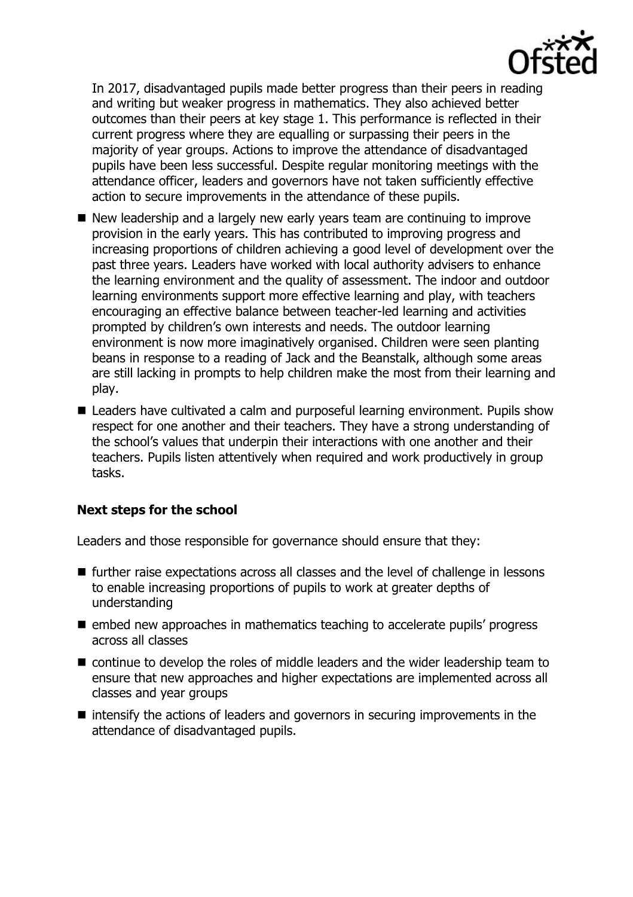In 2017, disadvantaged pupils made better progress than their peers in reading and writing but weaker progress in mathematics. They also achieved better outcomes than their peers at key stage 1. This performance is reflected in their current progress where they are equalling or surpassing their peers in the majority of year groups. Actions to improve the attendance of disadvantaged pupils have been less successful. Despite regular monitoring meetings with the attendance officer, leaders and governors have not taken sufficiently effective action to secure improvements in the attendance of these pupils.

- New leadership and a largely new early years team are continuing to improve provision in the early years. This has contributed to improving progress and increasing proportions of children achieving a good level of development over the past three years. Leaders have worked with local authority advisers to enhance the learning environment and the quality of assessment. The indoor and outdoor learning environments support more effective learning and play, with teachers encouraging an effective balance between teacher-led learning and activities prompted by children's own interests and needs. The outdoor learning environment is now more imaginatively organised. Children were seen planting beans in response to a reading of Jack and the Beanstalk, although some areas are still lacking in prompts to help children make the most from their learning and play.
- Leaders have cultivated a calm and purposeful learning environment. Pupils show respect for one another and their teachers. They have a strong understanding of the school's values that underpin their interactions with one another and their teachers. Pupils listen attentively when required and work productively in group tasks.

## Next steps for the school

Leaders and those responsible for governance should ensure that they:

- further raise expectations across all classes and the level of challenge in lessons to enable increasing proportions of pupils to work at greater depths of understanding
- embed new approaches in mathematics teaching to accelerate pupils' progress across all classes
- continue to develop the roles of middle leaders and the wider leadership team to ensure that new approaches and higher expectations are implemented across all classes and year groups
- intensify the actions of leaders and governors in securing improvements in the attendance of disadvantaged pupils.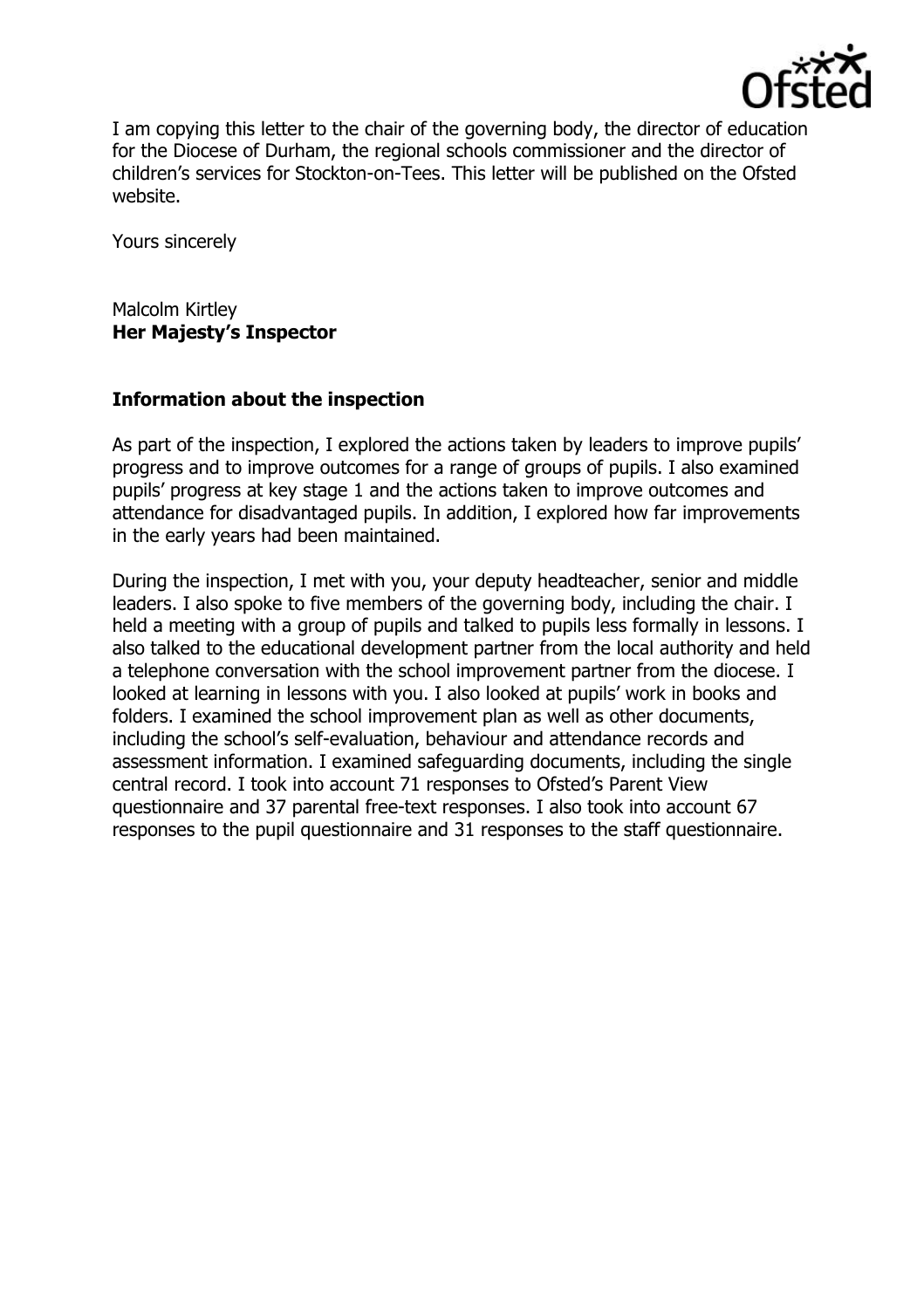I am copying this letter to the chair of the governing body, the director of education for the Diocese of Durham, the regional schools commissioner and the director of children's services for Stockton-on-Tees. This letter will be published on the Ofsted website.

Yours sincerely

Malcolm Kirtley
**Her Majesty's Inspector**

## Information about the inspection

As part of the inspection, I explored the actions taken by leaders to improve pupils' progress and to improve outcomes for a range of groups of pupils. I also examined pupils' progress at key stage 1 and the actions taken to improve outcomes and attendance for disadvantaged pupils. In addition, I explored how far improvements in the early years had been maintained.

During the inspection, I met with you, your deputy headteacher, senior and middle leaders. I also spoke to five members of the governing body, including the chair. I held a meeting with a group of pupils and talked to pupils less formally in lessons. I also talked to the educational development partner from the local authority and held a telephone conversation with the school improvement partner from the diocese. I looked at learning in lessons with you. I also looked at pupils' work in books and folders. I examined the school improvement plan as well as other documents, including the school's self-evaluation, behaviour and attendance records and assessment information. I examined safeguarding documents, including the single central record. I took into account 71 responses to Ofsted's Parent View questionnaire and 37 parental free-text responses. I also took into account 67 responses to the pupil questionnaire and 31 responses to the staff questionnaire.